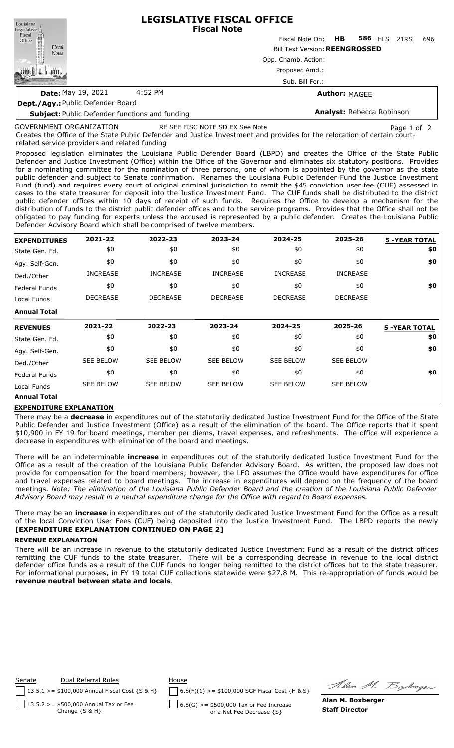# LEGISLATIVE FISCAL OFFICE
## Fiscal Note

Fiscal Note On: **HB 586** HLS 21RS 696

Bill Text Version: **REENGROSSED**

Opp. Chamb. Action:

Proposed Amd.:

Sub. Bill For.:

**Date:** May 19, 2021 4:52 PM

**Author:** MAGEE

**Dept./Agy.:** Public Defender Board

**Subject:** Public Defender functions and funding

**Analyst:** Rebecca Robinson

GOVERNMENT ORGANIZATION RE SEE FISC NOTE SD EX See Note

Creates the Office of the State Public Defender and Justice Investment and provides for the relocation of certain court-related service providers and related funding

Proposed legislation eliminates the Louisiana Public Defender Board (LBPD) and creates the Office of the State Public Defender and Justice Investment (Office) within the Office of the Governor and eliminates six statutory positions. Provides for a nominating committee for the nomination of three persons, one of whom is appointed by the governor as the state public defender and subject to Senate confirmation. Renames the Louisiana Public Defender Fund the Justice Investment Fund (fund) and requires every court of original criminal jurisdiction to remit the $45 conviction user fee (CUF) assessed in cases to the state treasurer for deposit into the Justice Investment Fund. The CUF funds shall be distributed to the district public defender offices within 10 days of receipt of such funds. Requires the Office to develop a mechanism for the distribution of funds to the district public defender offices and to the service programs. Provides that the Office shall not be obligated to pay funding for experts unless the accused is represented by a public defender. Creates the Louisiana Public Defender Advisory Board which shall be comprised of twelve members.

| **EXPENDITURES** | 2021-22 | 2022-23 | 2023-24 | 2024-25 | 2025-26 | 5 -YEAR TOTAL |
|---|---|---|---|---|---|---|
| State Gen. Fd. | $0 | $0 | $0 | $0 | $0 | **$0** |
| Agy. Self-Gen. | $0 | $0 | $0 | $0 | $0 | **$0** |
| Ded./Other | INCREASE | INCREASE | INCREASE | INCREASE | INCREASE | |
| Federal Funds | $0 | $0 | $0 | $0 | $0 | **$0** |
| Local Funds | DECREASE | DECREASE | DECREASE | DECREASE | DECREASE | |
| **Annual Total** | | | | | | |

| **REVENUES** | 2021-22 | 2022-23 | 2023-24 | 2024-25 | 2025-26 | 5 -YEAR TOTAL |
|---|---|---|---|---|---|---|
| State Gen. Fd. | $0 | $0 | $0 | $0 | $0 | **$0** |
| Agy. Self-Gen. | $0 | $0 | $0 | $0 | $0 | **$0** |
| Ded./Other | SEE BELOW | SEE BELOW | SEE BELOW | SEE BELOW | SEE BELOW | |
| Federal Funds | $0 | $0 | $0 | $0 | $0 | **$0** |
| Local Funds | SEE BELOW | SEE BELOW | SEE BELOW | SEE BELOW | SEE BELOW | |
| **Annual Total** | | | | | | |

### EXPENDITURE EXPLANATION

There may be a **decrease** in expenditures out of the statutorily dedicated Justice Investment Fund for the Office of the State Public Defender and Justice Investment (Office) as a result of the elimination of the board. The Office reports that it spent $10,900 in FY 19 for board meetings, member per diems, travel expenses, and refreshments. The office will experience a decrease in expenditures with elimination of the board and meetings.

There will be an indeterminable **increase** in expenditures out of the statutorily dedicated Justice Investment Fund for the Office as a result of the creation of the Louisiana Public Defender Advisory Board. As written, the proposed law does not provide for compensation for the board members; however, the LFO assumes the Office would have expenditures for office and travel expenses related to board meetings. The increase in expenditures will depend on the frequency of the board meetings. *Note: The elimination of the Louisiana Public Defender Board and the creation of the Louisiana Public Defender Advisory Board may result in a neutral expenditure change for the Office with regard to Board expenses.*

There may be an **increase** in expenditures out of the statutorily dedicated Justice Investment Fund for the Office as a result of the local Conviction User Fees (CUF) being deposited into the Justice Investment Fund. The LBPD reports the newly **[EXPENDITURE EXPLANATION CONTINUED ON PAGE 2]**

### REVENUE EXPLANATION

There will be an increase in revenue to the statutorily dedicated Justice Investment Fund as a result of the district offices remitting the CUF funds to the state treasurer. There will be a corresponding decrease in revenue to the local district defender office funds as a result of the CUF funds no longer being remitted to the district offices but to the state treasurer. For informational purposes, in FY 19 total CUF collections statewide were $27.8 M. This re-appropriation of funds would be **revenue neutral between state and locals**.

| Senate | Dual Referral Rules | House |
|---|---|---|
| ☐ 13.5.1 >= $100,000 Annual Fiscal Cost {S & H} | | ☐ 6.8(F)(1) >= $100,000 SGF Fiscal Cost {H & S} |
| ☐ 13.5.2 >= $500,000 Annual Tax or Fee Change {S & H} | | ☐ 6.8(G) >= $500,000 Tax or Fee Increase or a Net Fee Decrease {S} |

**Alan M. Boxberger**
**Staff Director**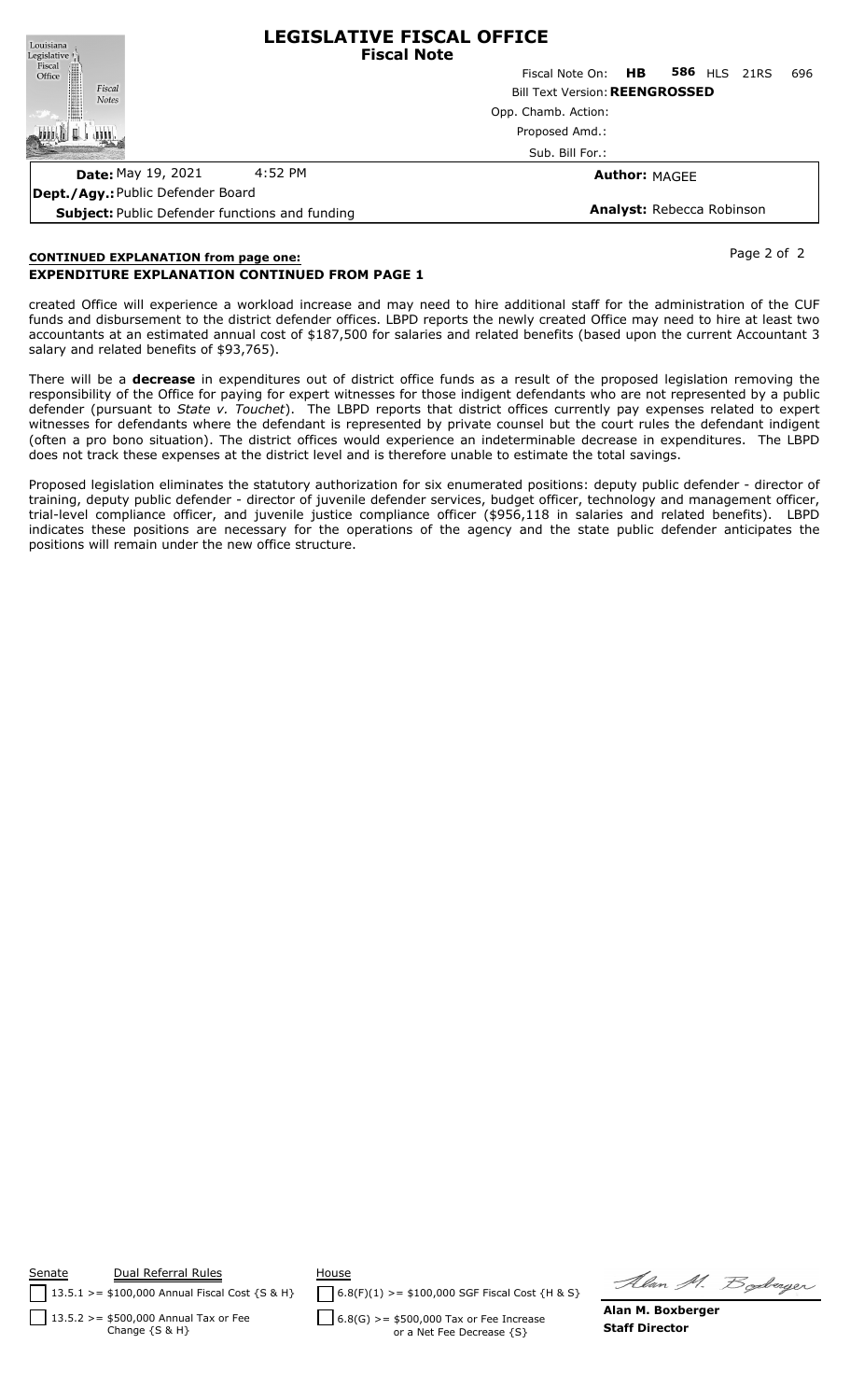# LEGISLATIVE FISCAL OFFICE
**Fiscal Note**

Fiscal Note On: **HB 586** HLS 21RS 696

Bill Text Version: **REENGROSSED**

Opp. Chamb. Action:

Proposed Amd.:

Sub. Bill For.:

**Date:** May 19, 2021 4:52 PM

**Author:** MAGEE

**Dept./Agy.:** Public Defender Board

**Subject:** Public Defender functions and funding

**Analyst:** Rebecca Robinson

**CONTINUED EXPLANATION from page one:**

**EXPENDITURE EXPLANATION CONTINUED FROM PAGE 1**

created Office will experience a workload increase and may need to hire additional staff for the administration of the CUF funds and disbursement to the district defender offices. LBPD reports the newly created Office may need to hire at least two accountants at an estimated annual cost of $187,500 for salaries and related benefits (based upon the current Accountant 3 salary and related benefits of $93,765).

There will be a **decrease** in expenditures out of district office funds as a result of the proposed legislation removing the responsibility of the Office for paying for expert witnesses for those indigent defendants who are not represented by a public defender (pursuant to *State v. Touchet*). The LBPD reports that district offices currently pay expenses related to expert witnesses for defendants where the defendant is represented by private counsel but the court rules the defendant indigent (often a pro bono situation). The district offices would experience an indeterminable decrease in expenditures. The LBPD does not track these expenses at the district level and is therefore unable to estimate the total savings.

Proposed legislation eliminates the statutory authorization for six enumerated positions: deputy public defender - director of training, deputy public defender - director of juvenile defender services, budget officer, technology and management officer, trial-level compliance officer, and juvenile justice compliance officer ($956,118 in salaries and related benefits). LBPD indicates these positions are necessary for the operations of the agency and the state public defender anticipates the positions will remain under the new office structure.

| Senate | Dual Referral Rules | House |
|---|---|---|
| | [ ] 13.5.1 >= $100,000 Annual Fiscal Cost {S & H} | [ ] 6.8(F)(1) >= $100,000 SGF Fiscal Cost {H & S} |
| | [ ] 13.5.2 >= $500,000 Annual Tax or Fee Change {S & H} | [ ] 6.8(G) >= $500,000 Tax or Fee Increase or a Net Fee Decrease {S} |

**Alan M. Boxberger**
**Staff Director**